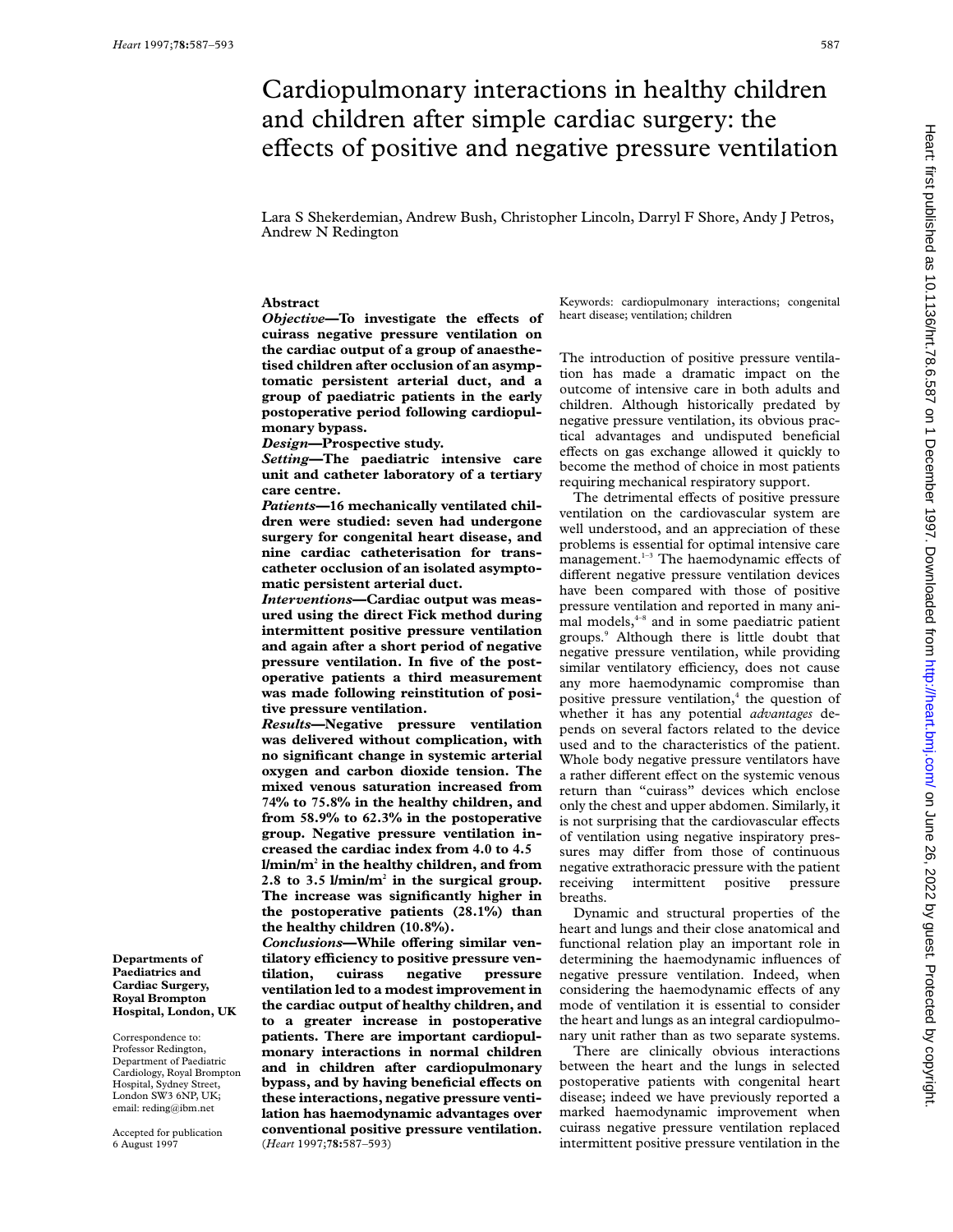# Cardiopulmonary interactions in healthy children and children after simple cardiac surgery: the effects of positive and negative pressure ventilation

Lara S Shekerdemian, Andrew Bush, Christopher Lincoln, Darryl F Shore, Andy J Petros, Andrew N Redington

## Abstract

***Objective*—To investigate the effects of cuirass negative pressure ventilation on the cardiac output of a group of anaesthetised children after occlusion of an asymptomatic persistent arterial duct, and a group of paediatric patients in the early postoperative period following cardiopulmonary bypass.**

***Design*—Prospective study.**

***Setting*—The paediatric intensive care unit and catheter laboratory of a tertiary care centre.**

***Patients*—16 mechanically ventilated children were studied: seven had undergone surgery for congenital heart disease, and nine cardiac catheterisation for transcatheter occlusion of an isolated asymptomatic persistent arterial duct.**

***Interventions*—Cardiac output was measured using the direct Fick method during intermittent positive pressure ventilation and again after a short period of negative pressure ventilation. In five of the postoperative patients a third measurement was made following reinstitution of positive pressure ventilation.**

***Results*—Negative pressure ventilation was delivered without complication, with no significant change in systemic arterial oxygen and carbon dioxide tension. The mixed venous saturation increased from 74% to 75.8% in the healthy children, and from 58.9% to 62.3% in the postoperative group. Negative pressure ventilation increased the cardiac index from 4.0 to 4.5 l/min/m$^2$ in the healthy children, and from 2.8 to 3.5 l/min/m$^2$ in the surgical group. The increase was significantly higher in the postoperative patients (28.1%) than the healthy children (10.8%).**

***Conclusions*—While offering similar ventilatory efficiency to positive pressure ventilation, cuirass negative pressure ventilation led to a modest improvement in the cardiac output of healthy children, and to a greater increase in postoperative patients. There are important cardiopulmonary interactions in normal children and in children after cardiopulmonary bypass, and by having beneficial effects on these interactions, negative pressure ventilation has haemodynamic advantages over conventional positive pressure ventilation.**

(*Heart* 1997;**78:**587–593)

Keywords: cardiopulmonary interactions; congenital heart disease; ventilation; children

**Departments of Paediatrics and Cardiac Surgery, Royal Brompton Hospital, London, UK**

Correspondence to: Professor Redington, Department of Paediatric Cardiology, Royal Brompton Hospital, Sydney Street, London SW3 6NP, UK; email: reding@ibm.net

Accepted for publication 6 August 1997

The introduction of positive pressure ventilation has made a dramatic impact on the outcome of intensive care in both adults and children. Although historically predated by negative pressure ventilation, its obvious practical advantages and undisputed beneficial effects on gas exchange allowed it quickly to become the method of choice in most patients requiring mechanical respiratory support.

The detrimental effects of positive pressure ventilation on the cardiovascular system are well understood, and an appreciation of these problems is essential for optimal intensive care management.[1–3] The haemodynamic effects of different negative pressure ventilation devices have been compared with those of positive pressure ventilation and reported in many animal models,[4–8] and in some paediatric patient groups.[9] Although there is little doubt that negative pressure ventilation, while providing similar ventilatory efficiency, does not cause any more haemodynamic compromise than positive pressure ventilation,[4] the question of whether it has any potential *advantages* depends on several factors related to the device used and to the characteristics of the patient. Whole body negative pressure ventilators have a rather different effect on the systemic venous return than "cuirass" devices which enclose only the chest and upper abdomen. Similarly, it is not surprising that the cardiovascular effects of ventilation using negative inspiratory pressures may differ from those of continuous negative extrathoracic pressure with the patient receiving intermittent positive pressure breaths.

Dynamic and structural properties of the heart and lungs and their close anatomical and functional relation play an important role in determining the haemodynamic influences of negative pressure ventilation. Indeed, when considering the haemodynamic effects of any mode of ventilation it is essential to consider the heart and lungs as an integral cardiopulmonary unit rather than as two separate systems.

There are clinically obvious interactions between the heart and the lungs in selected postoperative patients with congenital heart disease; indeed we have previously reported a marked haemodynamic improvement when cuirass negative pressure ventilation replaced intermittent positive pressure ventilation in the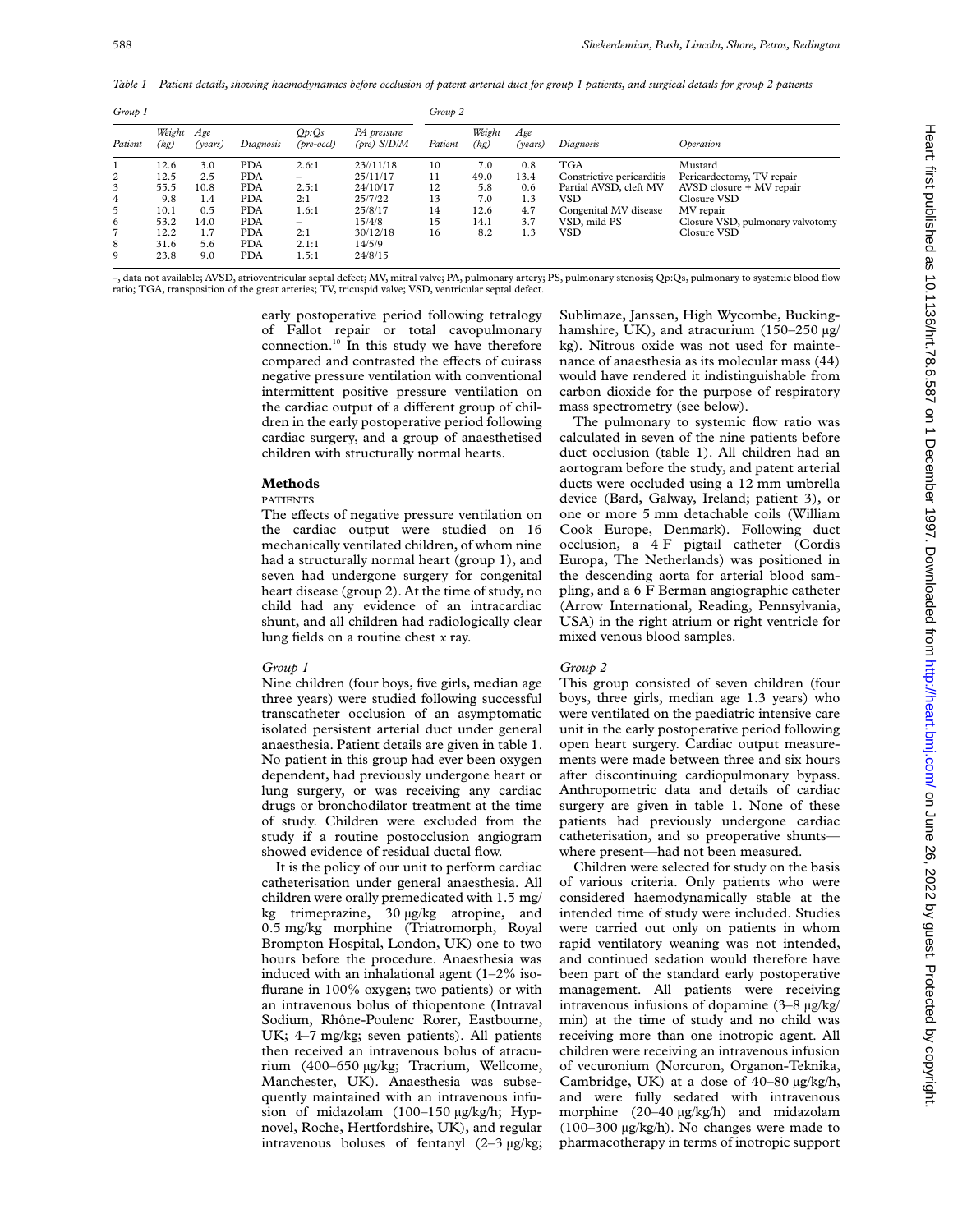*Table 1 Patient details, showing haemodynamics before occlusion of patent arterial duct for group 1 patients, and surgical details for group 2 patients*

| Group 1 | | | | | | Group 2 | | | | |
|---|---|---|---|---|---|---|---|---|---|---|
| Patient | Weight (kg) | Age (years) | Diagnosis | Qp:Qs (pre-occl) | PA pressure (pre) S/D/M | Patient | Weight (kg) | Age (years) | Diagnosis | Operation |
| 1 | 12.6 | 3.0 | PDA | 2.6:1 | 23//11/18 | 10 | 7.0 | 0.8 | TGA | Mustard |
| 2 | 12.5 | 2.5 | PDA | – | 25/11/17 | 11 | 49.0 | 13.4 | Constrictive pericarditis | Pericardectomy, TV repair |
| 3 | 55.5 | 10.8 | PDA | 2.5:1 | 24/10/17 | 12 | 5.8 | 0.6 | Partial AVSD, cleft MV | AVSD closure + MV repair |
| 4 | 9.8 | 1.4 | PDA | 2:1 | 25/7/22 | 13 | 7.0 | 1.3 | VSD | Closure VSD |
| 5 | 10.1 | 0.5 | PDA | 1.6:1 | 25/8/17 | 14 | 12.6 | 4.7 | Congenital MV disease | MV repair |
| 6 | 53.2 | 14.0 | PDA | – | 15/4/8 | 15 | 14.1 | 3.7 | VSD, mild PS | Closure VSD, pulmonary valvotomy |
| 7 | 12.2 | 1.7 | PDA | 2:1 | 30/12/18 | 16 | 8.2 | 1.3 | VSD | Closure VSD |
| 8 | 31.6 | 5.6 | PDA | 2.1:1 | 14/5/9 | | | | | |
| 9 | 23.8 | 9.0 | PDA | 1.5:1 | 24/8/15 | | | | | |

–, data not available; AVSD, atrioventricular septal defect; MV, mitral valve; PA, pulmonary artery; PS, pulmonary stenosis; Qp:Qs, pulmonary to systemic blood flow ratio; TGA, transposition of the great arteries; TV, tricuspid valve; VSD, ventricular septal defect.

early postoperative period following tetralogy of Fallot repair or total cavopulmonary connection.[10] In this study we have therefore compared and contrasted the effects of cuirass negative pressure ventilation with conventional intermittent positive pressure ventilation on the cardiac output of a different group of children in the early postoperative period following cardiac surgery, and a group of anaesthetised children with structurally normal hearts.

## Methods

### PATIENTS

The effects of negative pressure ventilation on the cardiac output were studied on 16 mechanically ventilated children, of whom nine had a structurally normal heart (group 1), and seven had undergone surgery for congenital heart disease (group 2). At the time of study, no child had any evidence of an intracardiac shunt, and all children had radiologically clear lung fields on a routine chest *x* ray.

#### *Group 1*

Nine children (four boys, five girls, median age three years) were studied following successful transcatheter occlusion of an asymptomatic isolated persistent arterial duct under general anaesthesia. Patient details are given in table 1. No patient in this group had ever been oxygen dependent, had previously undergone heart or lung surgery, or was receiving any cardiac drugs or bronchodilator treatment at the time of study. Children were excluded from the study if a routine postocclusion angiogram showed evidence of residual ductal flow.

It is the policy of our unit to perform cardiac catheterisation under general anaesthesia. All children were orally premedicated with 1.5 mg/kg trimeprazine, 30 μg/kg atropine, and 0.5 mg/kg morphine (Triatromorph, Royal Brompton Hospital, London, UK) one to two hours before the procedure. Anaesthesia was induced with an inhalational agent (1–2% isoflurane in 100% oxygen; two patients) or with an intravenous bolus of thiopentone (Intraval Sodium, Rhône-Poulenc Rorer, Eastbourne, UK; 4–7 mg/kg; seven patients). All patients then received an intravenous bolus of atracurium (400–650 μg/kg; Tracrium, Wellcome, Manchester, UK). Anaesthesia was subsequently maintained with an intravenous infusion of midazolam (100–150 μg/kg/h; Hypnovel, Roche, Hertfordshire, UK), and regular intravenous boluses of fentanyl (2–3 μg/kg; Sublimaze, Janssen, High Wycombe, Buckinghamshire, UK), and atracurium (150–250 μg/kg). Nitrous oxide was not used for maintenance of anaesthesia as its molecular mass (44) would have rendered it indistinguishable from carbon dioxide for the purpose of respiratory mass spectrometry (see below).

The pulmonary to systemic flow ratio was calculated in seven of the nine patients before duct occlusion (table 1). All children had an aortogram before the study, and patent arterial ducts were occluded using a 12 mm umbrella device (Bard, Galway, Ireland; patient 3), or one or more 5 mm detachable coils (William Cook Europe, Denmark). Following duct occlusion, a 4 F pigtail catheter (Cordis Europa, The Netherlands) was positioned in the descending aorta for arterial blood sampling, and a 6 F Berman angiographic catheter (Arrow International, Reading, Pennsylvania, USA) in the right atrium or right ventricle for mixed venous blood samples.

#### *Group 2*

This group consisted of seven children (four boys, three girls, median age 1.3 years) who were ventilated on the paediatric intensive care unit in the early postoperative period following open heart surgery. Cardiac output measurements were made between three and six hours after discontinuing cardiopulmonary bypass. Anthropometric data and details of cardiac surgery are given in table 1. None of these patients had previously undergone cardiac catheterisation, and so preoperative shunts—where present—had not been measured.

Children were selected for study on the basis of various criteria. Only patients who were considered haemodynamically stable at the intended time of study were included. Studies were carried out only on patients in whom rapid ventilatory weaning was not intended, and continued sedation would therefore have been part of the standard early postoperative management. All patients were receiving intravenous infusions of dopamine (3–8 μg/kg/min) at the time of study and no child was receiving more than one inotropic agent. All children were receiving an intravenous infusion of vecuronium (Norcuron, Organon-Teknika, Cambridge, UK) at a dose of 40–80 μg/kg/h, and were fully sedated with intravenous morphine (20–40 μg/kg/h) and midazolam (100–300 μg/kg/h). No changes were made to pharmacotherapy in terms of inotropic support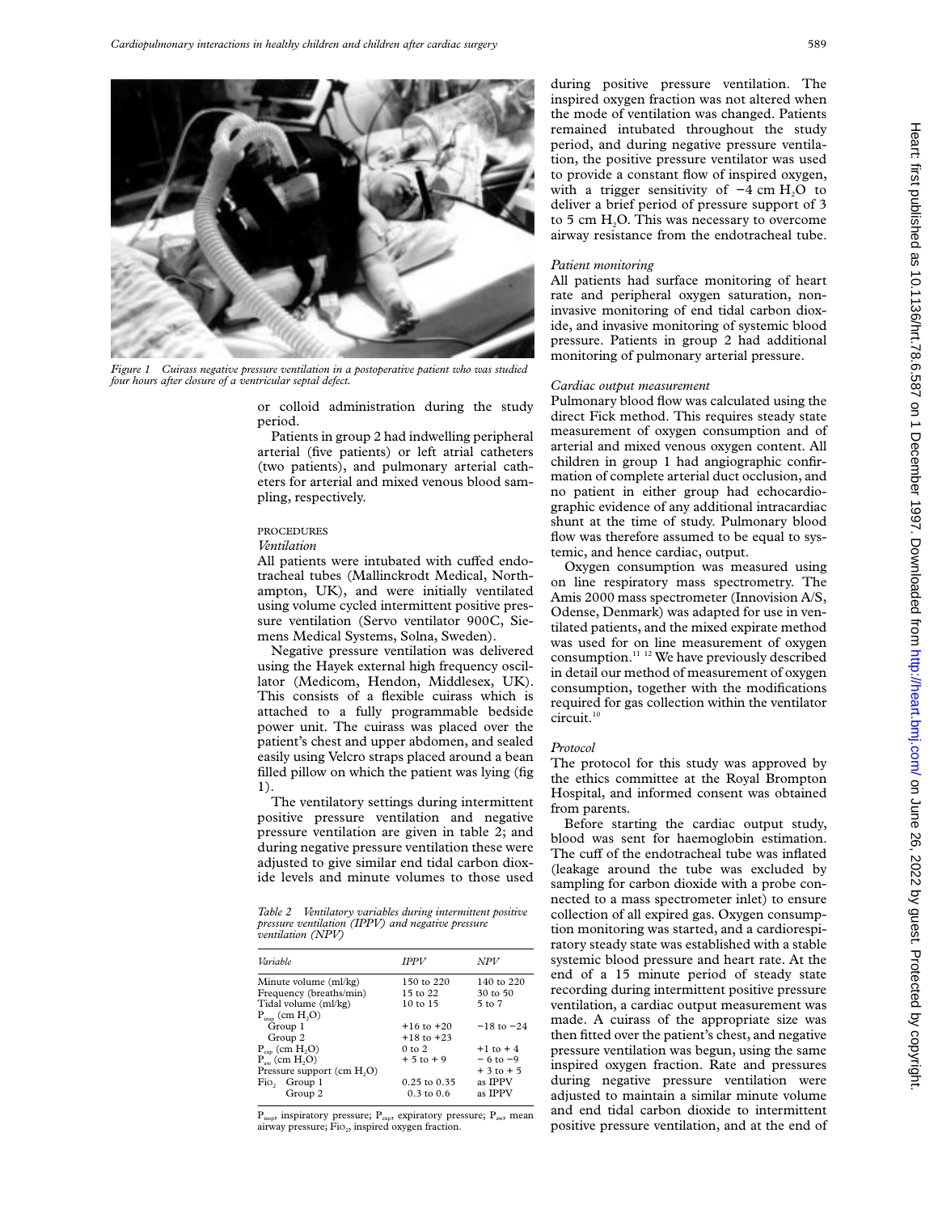*Figure 1 Cuirass negative pressure ventilation in a postoperative patient who was studied four hours after closure of a ventricular septal defect.*

or colloid administration during the study period.

Patients in group 2 had indwelling peripheral arterial (five patients) or left atrial catheters (two patients), and pulmonary arterial catheters for arterial and mixed venous blood sampling, respectively.

## PROCEDURES

### *Ventilation*

All patients were intubated with cuffed endotracheal tubes (Mallinckrodt Medical, Northampton, UK), and were initially ventilated using volume cycled intermittent positive pressure ventilation (Servo ventilator 900C, Siemens Medical Systems, Solna, Sweden).

Negative pressure ventilation was delivered using the Hayek external high frequency oscillator (Medicom, Hendon, Middlesex, UK). This consists of a flexible cuirass which is attached to a fully programmable bedside power unit. The cuirass was placed over the patient's chest and upper abdomen, and sealed easily using Velcro straps placed around a bean filled pillow on which the patient was lying (fig 1).

The ventilatory settings during intermittent positive pressure ventilation and negative pressure ventilation are given in table 2; and during negative pressure ventilation these were adjusted to give similar end tidal carbon dioxide levels and minute volumes to those used during positive pressure ventilation. The inspired oxygen fraction was not altered when the mode of ventilation was changed. Patients remained intubated throughout the study period, and during negative pressure ventilation, the positive pressure ventilator was used to provide a constant flow of inspired oxygen, with a trigger sensitivity of −4 cm $H_2O$ to deliver a brief period of pressure support of 3 to 5 cm $H_2O$. This was necessary to overcome airway resistance from the endotracheal tube.

*Table 2 Ventilatory variables during intermittent positive pressure ventilation (IPPV) and negative pressure ventilation (NPV)*

| *Variable* | *IPPV* | *NPV* |
|---|---|---|
| Minute volume (ml/kg) | 150 to 220 | 140 to 220 |
| Frequency (breaths/min) | 15 to 22 | 30 to 50 |
| Tidal volume (ml/kg) | 10 to 15 | 5 to 7 |
| $P_{insp}$ (cm $H_2O$) | | |
| Group 1 | +16 to +20 | −18 to −24 |
| Group 2 | +18 to +23 | |
| $P_{exp}$ (cm $H_2O$) | 0 to 2 | +1 to + 4 |
| $P_{aw}$ (cm $H_2O$) | + 5 to + 9 | − 6 to −9 |
| Pressure support (cm $H_2O$) | | + 3 to + 5 |
| $Fio_2$ Group 1 | 0.25 to 0.35 | as IPPV |
| Group 2 | 0.3 to 0.6 | as IPPV |

$P_{insp}$, inspiratory pressure; $P_{exp}$, expiratory pressure; $P_{aw}$, mean airway pressure; $Fio_2$, inspired oxygen fraction.

### *Patient monitoring*

All patients had surface monitoring of heart rate and peripheral oxygen saturation, non-invasive monitoring of end tidal carbon dioxide, and invasive monitoring of systemic blood pressure. Patients in group 2 had additional monitoring of pulmonary arterial pressure.

### *Cardiac output measurement*

Pulmonary blood flow was calculated using the direct Fick method. This requires steady state measurement of oxygen consumption and of arterial and mixed venous oxygen content. All children in group 1 had angiographic confirmation of complete arterial duct occlusion, and no patient in either group had echocardiographic evidence of any additional intracardiac shunt at the time of study. Pulmonary blood flow was therefore assumed to be equal to systemic, and hence cardiac, output.

Oxygen consumption was measured using on line respiratory mass spectrometry. The Amis 2000 mass spectrometer (Innovision A/S, Odense, Denmark) was adapted for use in ventilated patients, and the mixed expirate method was used for on line measurement of oxygen consumption.[11 12] We have previously described in detail our method of measurement of oxygen consumption, together with the modifications required for gas collection within the ventilator circuit.[10]

### *Protocol*

The protocol for this study was approved by the ethics committee at the Royal Brompton Hospital, and informed consent was obtained from parents.

Before starting the cardiac output study, blood was sent for haemoglobin estimation. The cuff of the endotracheal tube was inflated (leakage around the tube was excluded by sampling for carbon dioxide with a probe connected to a mass spectrometer inlet) to ensure collection of all expired gas. Oxygen consumption monitoring was started, and a cardiorespiratory steady state was established with a stable systemic blood pressure and heart rate. At the end of a 15 minute period of steady state recording during intermittent positive pressure ventilation, a cardiac output measurement was made. A cuirass of the appropriate size was then fitted over the patient's chest, and negative pressure ventilation was begun, using the same inspired oxygen fraction. Rate and pressures during negative pressure ventilation were adjusted to maintain a similar minute volume and end tidal carbon dioxide to intermittent positive pressure ventilation, and at the end of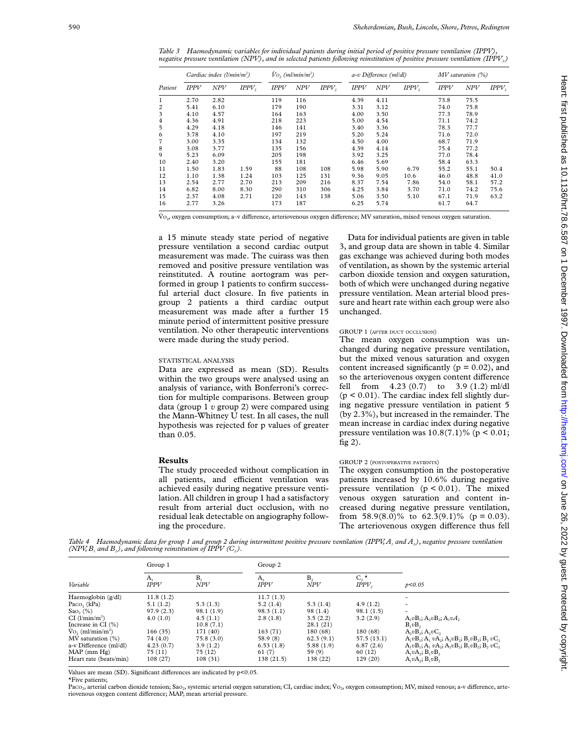*Table 3 Haemodynamic variables for individual patients during initial period of positive pressure ventilation (IPPV), negative pressure ventilation (NPV), and in selected patients following reinstitution of positive pressure ventilation ($IPPV_2$)*

| Patient | Cardiac index ($l/min/m^2$) | | | $\dot{V}O_2$ ($ml/min/m^2$) | | | a–v Difference (ml/dl) | | | MV saturation (%) | | |
|---|---|---|---|---|---|---|---|---|---|---|---|---|
| | IPPV | NPV | $IPPV_2$ | IPPV | NPV | $IPPV_2$ | IPPV | NPV | $IPPV_2$ | IPPV | NPV | $IPPV_2$ |
| 1 | 2.70 | 2.82 | | 119 | 116 | | 4.39 | 4.11 | | 73.8 | 75.5 | |
| 2 | 5.41 | 6.10 | | 179 | 190 | | 3.31 | 3.12 | | 74.0 | 75.8 | |
| 3 | 4.10 | 4.57 | | 164 | 163 | | 4.00 | 3.50 | | 77.3 | 78.9 | |
| 4 | 4.36 | 4.91 | | 218 | 223 | | 5.00 | 4.54 | | 71.1 | 74.2 | |
| 5 | 4.29 | 4.18 | | 146 | 141 | | 3.40 | 3.36 | | 78.3 | 77.7 | |
| 6 | 3.78 | 4.10 | | 197 | 219 | | 5.20 | 5.24 | | 71.6 | 72.0 | |
| 7 | 3.00 | 3.35 | | 134 | 132 | | 4.50 | 4.00 | | 68.7 | 71.9 | |
| 8 | 3.08 | 3.77 | | 135 | 156 | | 4.39 | 4.14 | | 75.4 | 77.2 | |
| 9 | 5.23 | 6.09 | | 205 | 198 | | 3.92 | 3.25 | | 77.0 | 78.4 | |
| 10 | 2.40 | 3.20 | | 155 | 181 | | 6.46 | 5.69 | | 58.4 | 63.3 | |
| 11 | 1.50 | 1.83 | 1.59 | 88 | 108 | 108 | 5.98 | 5.90 | 6.79 | 55.2 | 55.1 | 50.4 |
| 12 | 1.10 | 1.38 | 1.24 | 103 | 125 | 131 | 9.36 | 9.05 | 10.6 | 46.0 | 48.8 | 41.0 |
| 13 | 2.54 | 2.77 | 2.70 | 213 | 209 | 216 | 8.37 | 7.54 | 7.86 | 54.0 | 58.1 | 57.2 |
| 14 | 6.82 | 8.00 | 8.30 | 290 | 310 | 306 | 4.25 | 3.84 | 3.70 | 71.0 | 74.2 | 75.6 |
| 15 | 2.37 | 4.08 | 2.71 | 120 | 143 | 138 | 5.06 | 3.50 | 5.10 | 67.1 | 71.9 | 63.2 |
| 16 | 2.77 | 3.26 | | 173 | 187 | | 6.25 | 5.74 | | 61.7 | 64.7 | |

$\dot{V}O_2$, oxygen consumption; a–v difference, arteriovenous oxygen difference; MV saturation, mixed venous oxygen saturation.

a 15 minute steady state period of negative pressure ventilation a second cardiac output measurement was made. The cuirass was then removed and positive pressure ventilation was reinstituted. A routine aortogram was performed in group 1 patients to confirm successful arterial duct closure. In five patients in group 2 patients a third cardiac output measurement was made after a further 15 minute period of intermittent positive pressure ventilation. No other therapeutic interventions were made during the study period.

STATISTICAL ANALYSIS

Data are expressed as mean (SD). Results within the two groups were analysed using an analysis of variance, with Bonferroni's correction for multiple comparisons. Between group data (group 1 *v* group 2) were compared using the Mann-Whitney U test. In all cases, the null hypothesis was rejected for p values of greater than 0.05.

## Results

The study proceeded without complication in all patients, and efficient ventilation was achieved easily during negative pressure ventilation. All children in group 1 had a satisfactory result from arterial duct occlusion, with no residual leak detectable on angiography following the procedure.

Data for individual patients are given in table 3, and group data are shown in table 4. Similar gas exchange was achieved during both modes of ventilation, as shown by the systemic arterial carbon dioxide tension and oxygen saturation, both of which were unchanged during negative pressure ventilation. Mean arterial blood pressure and heart rate within each group were also unchanged.

GROUP 1 (AFTER DUCT OCCLUSION)

The mean oxygen consumption was unchanged during negative pressure ventilation, but the mixed venous saturation and oxygen content increased significantly ($p = 0.02$), and so the arteriovenous oxygen content difference fell from 4.23 (0.7) to 3.9 (1.2) ml/dl ($p < 0.01$). The cardiac index fell slightly during negative pressure ventilation in patient 5 (by 2.3%), but increased in the remainder. The mean increase in cardiac index during negative pressure ventilation was 10.8(7.1)% ($p < 0.01$; fig 2).

GROUP 2 (POSTOPERATIVE PATIENTS)

The oxygen consumption in the postoperative patients increased by 10.6% during negative pressure ventilation ($p < 0.01$). The mixed venous oxygen saturation and content increased during negative pressure ventilation, from 58.9(8.0)% to 62.3(9.1)% ($p = 0.03$). The arteriovenous oxygen difference thus fell

*Table 4 Haemodynamic data for group 1 and group 2 during intermittent positive pressure ventilation (IPPV, $A_1$ and $A_2$), negative pressure ventilation (NPV, $B_1$ and $B_2$), and following reinstitution of IPPV ($C_2$).*

| Variable | Group 1 | | Group 2 | | | $p<0.05$ |
|---|---|---|---|---|---|---|
| | $A_1$ IPPV | $B_1$ NPV | $A_2$ IPPV | $B_2$ NPV | $C_2$* $IPPV_2$ | |
| Haemoglobin (g/dl) | 11.8 (1.2) | | 11.7 (1.3) | | | - |
| $Paco_2$ (kPa) | 5.1 (1.2) | 5.3 (1.3) | 5.2 (1.4) | 5.3 (1.4) | 4.9 (1.2) | - |
| $Sao_2$ (%) | 97.9 (2.3) | 98.1 (1.9) | 98.3 (1.1) | 98 (1.4) | 98.1 (1.5) | - |
| CI ($l/min/m^2$) | 4.0 (1.0) | 4.5 (1.1) | 2.8 (1.8) | 3.5 (2.2) | 3.2 (2.9) | $A_1vB_1$; $A_2vB_2$; $A_1vA_2$ |
| Increase in CI (%) | | 10.8 (7.1) | | 28.1 (21) | | $B_1vB_2$ |
| $\dot{V}O_2$ ($ml/min/m^2$) | 166 (35) | 171 (40) | 163 (71) | 180 (68) | 180 (68) | $A_2vB_2$; $A_2vC_2$ |
| MV saturation (%) | 74 (4.0) | 75.8 (3.0) | 58.9 (8) | 62.3 (9.1) | 57.5 (13.1) | $A_1vB_1$; $A_1vA_2$; $A_2vB_2$; $B_1vB_2$; $B_2vC_2$ |
| a-v Difference (ml/dl) | 4.23 (0.7) | 3.9 (1.2) | 6.53 (1.8) | 5.88 (1.9) | 6.87 (2.6) | $A_1vB_1$; $A_1vA_2$; $A_2vB_2$; $B_1vB_2$; $B_2vC_2$ |
| MAP (mm Hg) | 75 (11) | 75 (12) | 61 (7) | 59 (9) | 60 (12) | $A_1vA_2$; $B_1vB_2$ |
| Heart rate (beats/min) | 108 (27) | 108 (31) | 138 (21.5) | 138 (22) | 129 (20) | $A_1vA_2$; $B_1vB_2$ |

Values are mean (SD). Significant differences are indicated by $p<0.05$.

*Five patients;

$Paco_2$, arterial carbon dioxide tension; $Sao_2$, systemic arterial oxygen saturation; CI, cardiac index; $\dot{V}O_2$, oxygen consumption; MV, mixed venous; a-v difference, arteriovenous oxygen content difference; MAP, mean arterial pressure.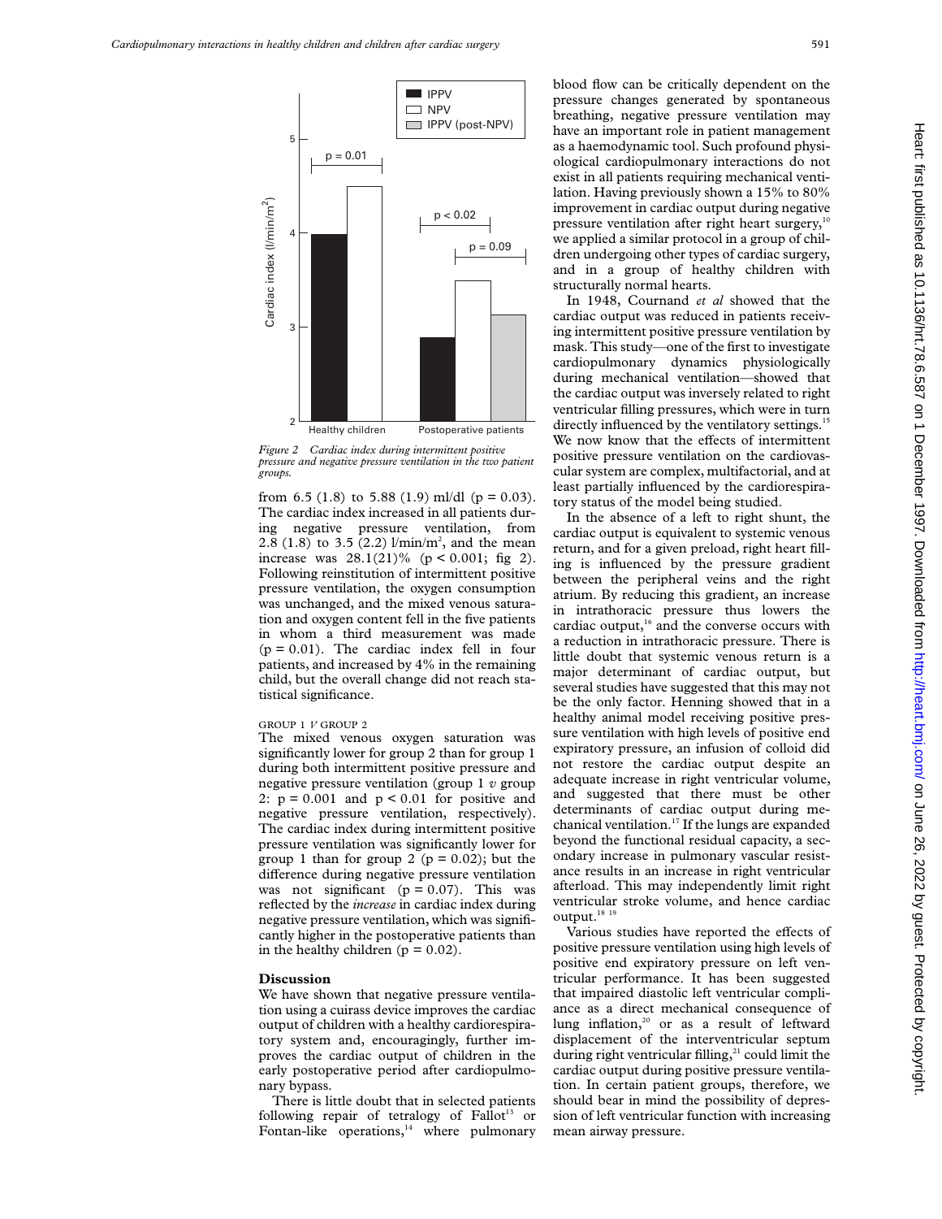Figure 2 Cardiac index during intermittent positive pressure and negative pressure ventilation in the two patient groups.

from 6.5 (1.8) to 5.88 (1.9) ml/dl ($p = 0.03$). The cardiac index increased in all patients during negative pressure ventilation, from 2.8 (1.8) to 3.5 (2.2) l/min/m$^2$, and the mean increase was 28.1(21)% ($p < 0.001$; fig 2). Following reinstitution of intermittent positive pressure ventilation, the oxygen consumption was unchanged, and the mixed venous saturation and oxygen content fell in the five patients in whom a third measurement was made ($p = 0.01$). The cardiac index fell in four patients, and increased by 4% in the remaining child, but the overall change did not reach statistical significance.

GROUP 1 *v* GROUP 2

The mixed venous oxygen saturation was significantly lower for group 2 than for group 1 during both intermittent positive pressure and negative pressure ventilation (group 1 *v* group 2: $p = 0.001$ and $p < 0.01$ for positive and negative pressure ventilation, respectively). The cardiac index during intermittent positive pressure ventilation was significantly lower for group 1 than for group 2 ($p = 0.02$); but the difference during negative pressure ventilation was not significant ($p = 0.07$). This was reflected by the *increase* in cardiac index during negative pressure ventilation, which was significantly higher in the postoperative patients than in the healthy children ($p = 0.02$).

## Discussion

We have shown that negative pressure ventilation using a cuirass device improves the cardiac output of children with a healthy cardiorespiratory system and, encouragingly, further improves the cardiac output of children in the early postoperative period after cardiopulmonary bypass.

There is little doubt that in selected patients following repair of tetralogy of Fallot[13] or Fontan-like operations,[14] where pulmonary blood flow can be critically dependent on the pressure changes generated by spontaneous breathing, negative pressure ventilation may have an important role in patient management as a haemodynamic tool. Such profound physiological cardiopulmonary interactions do not exist in all patients requiring mechanical ventilation. Having previously shown a 15% to 80% improvement in cardiac output during negative pressure ventilation after right heart surgery,[10] we applied a similar protocol in a group of children undergoing other types of cardiac surgery, and in a group of healthy children with structurally normal hearts.

In 1948, Cournand *et al* showed that the cardiac output was reduced in patients receiving intermittent positive pressure ventilation by mask. This study—one of the first to investigate cardiopulmonary dynamics physiologically during mechanical ventilation—showed that the cardiac output was inversely related to right ventricular filling pressures, which were in turn directly influenced by the ventilatory settings.[15] We now know that the effects of intermittent positive pressure ventilation on the cardiovascular system are complex, multifactorial, and at least partially influenced by the cardiorespiratory status of the model being studied.

In the absence of a left to right shunt, the cardiac output is equivalent to systemic venous return, and for a given preload, right heart filling is influenced by the pressure gradient between the peripheral veins and the right atrium. By reducing this gradient, an increase in intrathoracic pressure thus lowers the cardiac output,[16] and the converse occurs with a reduction in intrathoracic pressure. There is little doubt that systemic venous return is a major determinant of cardiac output, but several studies have suggested that this may not be the only factor. Henning showed that in a healthy animal model receiving positive pressure ventilation with high levels of positive end expiratory pressure, an infusion of colloid did not restore the cardiac output despite an adequate increase in right ventricular volume, and suggested that there must be other determinants of cardiac output during mechanical ventilation.[17] If the lungs are expanded beyond the functional residual capacity, a secondary increase in pulmonary vascular resistance results in an increase in right ventricular afterload. This may independently limit right ventricular stroke volume, and hence cardiac output.[18,19]

Various studies have reported the effects of positive pressure ventilation using high levels of positive end expiratory pressure on left ventricular performance. It has been suggested that impaired diastolic left ventricular compliance as a direct mechanical consequence of lung inflation,[20] or as a result of leftward displacement of the interventricular septum during right ventricular filling,[21] could limit the cardiac output during positive pressure ventilation. In certain patient groups, therefore, we should bear in mind the possibility of depression of left ventricular function with increasing mean airway pressure.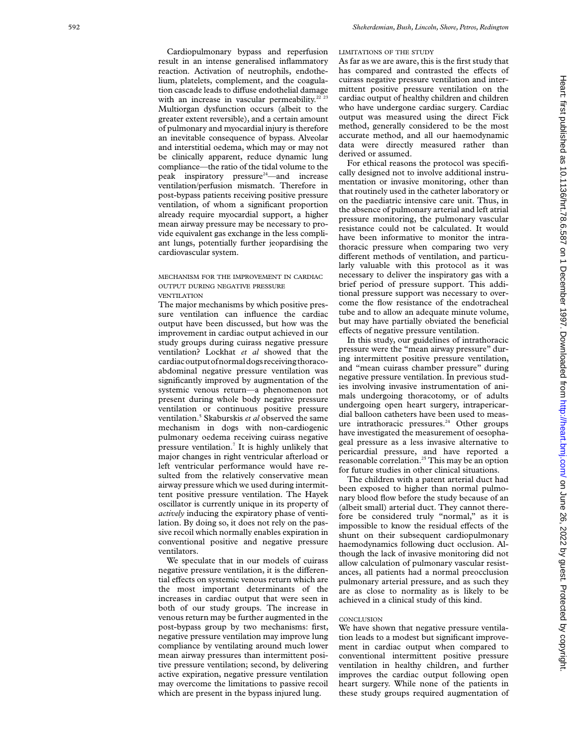Cardiopulmonary bypass and reperfusion result in an intense generalised inflammatory reaction. Activation of neutrophils, endothelium, platelets, complement, and the coagulation cascade leads to diffuse endothelial damage with an increase in vascular permeability.[22 23] Multiorgan dysfunction occurs (albeit to the greater extent reversible), and a certain amount of pulmonary and myocardial injury is therefore an inevitable consequence of bypass. Alveolar and interstitial oedema, which may or may not be clinically apparent, reduce dynamic lung compliance—the ratio of the tidal volume to the peak inspiratory pressure[24]—and increase ventilation/perfusion mismatch. Therefore in post-bypass patients receiving positive pressure ventilation, of whom a significant proportion already require myocardial support, a higher mean airway pressure may be necessary to provide equivalent gas exchange in the less compliant lungs, potentially further jeopardising the cardiovascular system.

### MECHANISM FOR THE IMPROVEMENT IN CARDIAC OUTPUT DURING NEGATIVE PRESSURE VENTILATION

The major mechanisms by which positive pressure ventilation can influence the cardiac output have been discussed, but how was the improvement in cardiac output achieved in our study groups during cuirass negative pressure ventilation? Lockhat *et al* showed that the cardiac output of normal dogs receiving thoracoabdominal negative pressure ventilation was significantly improved by augmentation of the systemic venous return—a phenomenon not present during whole body negative pressure ventilation or continuous positive pressure ventilation.[5] Skaburskis *et al* observed the same mechanism in dogs with non-cardiogenic pulmonary oedema receiving cuirass negative pressure ventilation.[7] It is highly unlikely that major changes in right ventricular afterload or left ventricular performance would have resulted from the relatively conservative mean airway pressure which we used during intermittent positive pressure ventilation. The Hayek oscillator is currently unique in its property of *actively* inducing the expiratory phase of ventilation. By doing so, it does not rely on the passive recoil which normally enables expiration in conventional positive and negative pressure ventilators.

We speculate that in our models of cuirass negative pressure ventilation, it is the differential effects on systemic venous return which are the most important determinants of the increases in cardiac output that were seen in both of our study groups. The increase in venous return may be further augmented in the post-bypass group by two mechanisms: first, negative pressure ventilation may improve lung compliance by ventilating around much lower mean airway pressures than intermittent positive pressure ventilation; second, by delivering active expiration, negative pressure ventilation may overcome the limitations to passive recoil which are present in the bypass injured lung.

### LIMITATIONS OF THE STUDY

As far as we are aware, this is the first study that has compared and contrasted the effects of cuirass negative pressure ventilation and intermittent positive pressure ventilation on the cardiac output of healthy children and children who have undergone cardiac surgery. Cardiac output was measured using the direct Fick method, generally considered to be the most accurate method, and all our haemodynamic data were directly measured rather than derived or assumed.

For ethical reasons the protocol was specifically designed not to involve additional instrumentation or invasive monitoring, other than that routinely used in the catheter laboratory or on the paediatric intensive care unit. Thus, in the absence of pulmonary arterial and left atrial pressure monitoring, the pulmonary vascular resistance could not be calculated. It would have been informative to monitor the intrathoracic pressure when comparing two very different methods of ventilation, and particularly valuable with this protocol as it was necessary to deliver the inspiratory gas with a brief period of pressure support. This additional pressure support was necessary to overcome the flow resistance of the endotracheal tube and to allow an adequate minute volume, but may have partially obviated the beneficial effects of negative pressure ventilation.

In this study, our guidelines of intrathoracic pressure were the "mean airway pressure" during intermittent positive pressure ventilation, and "mean cuirass chamber pressure" during negative pressure ventilation. In previous studies involving invasive instrumentation of animals undergoing thoracotomy, or of adults undergoing open heart surgery, intrapericardial balloon catheters have been used to measure intrathoracic pressures.[24] Other groups have investigated the measurement of oesophageal pressure as a less invasive alternative to pericardial pressure, and have reported a reasonable correlation.[25] This may be an option for future studies in other clinical situations.

The children with a patent arterial duct had been exposed to higher than normal pulmonary blood flow before the study because of an (albeit small) arterial duct. They cannot therefore be considered truly "normal," as it is impossible to know the residual effects of the shunt on their subsequent cardiopulmonary haemodynamics following duct occlusion. Although the lack of invasive monitoring did not allow calculation of pulmonary vascular resistances, all patients had a normal preocclusion pulmonary arterial pressure, and as such they are as close to normality as is likely to be achieved in a clinical study of this kind.

### CONCLUSION

We have shown that negative pressure ventilation leads to a modest but significant improvement in cardiac output when compared to conventional intermittent positive pressure ventilation in healthy children, and further improves the cardiac output following open heart surgery. While none of the patients in these study groups required augmentation of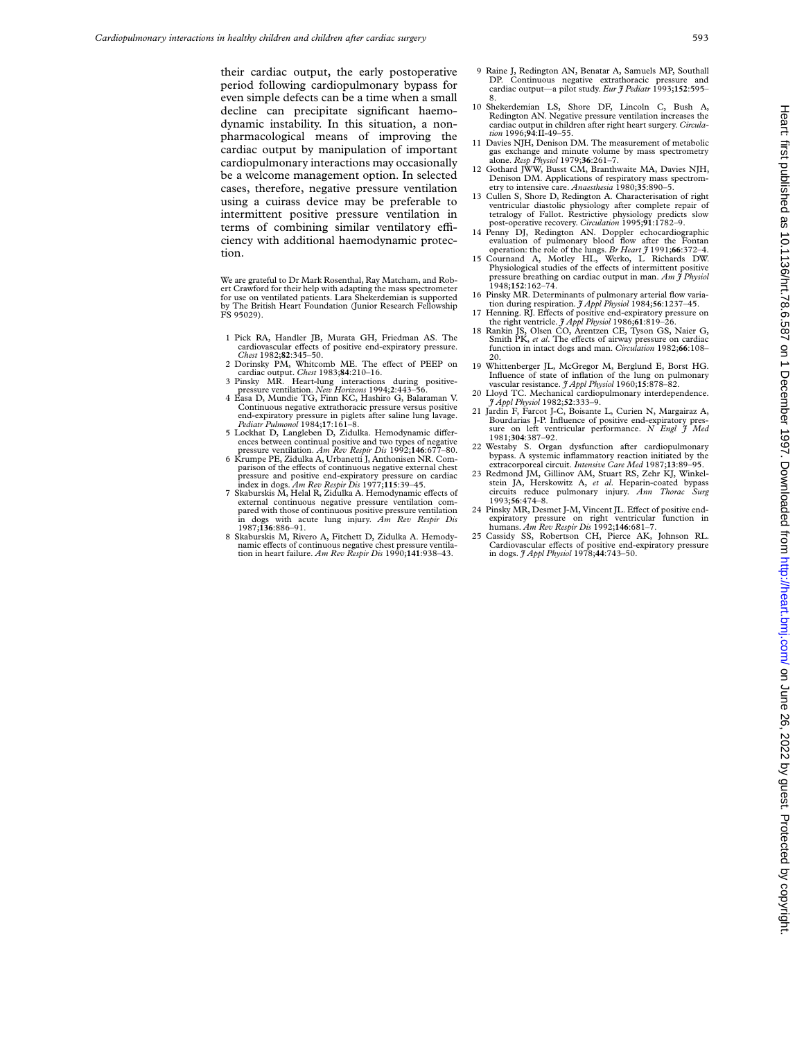their cardiac output, the early postoperative period following cardiopulmonary bypass for even simple defects can be a time when a small decline can precipitate significant haemodynamic instability. In this situation, a non-pharmacological means of improving the cardiac output by manipulation of important cardiopulmonary interactions may occasionally be a welcome management option. In selected cases, therefore, negative pressure ventilation using a cuirass device may be preferable to intermittent positive pressure ventilation in terms of combining similar ventilatory efficiency with additional haemodynamic protection.

We are grateful to Dr Mark Rosenthal, Ray Matcham, and Robert Crawford for their help with adapting the mass spectrometer for use on ventilated patients. Lara Shekerdemian is supported by The British Heart Foundation (Junior Research Fellowship FS 95029).

1. Pick RA, Handler JB, Murata GH, Friedman AS. The cardiovascular effects of positive end-expiratory pressure. *Chest* 1982;**82**:345–50.
2. Dorinsky PM, Whitcomb ME. The effect of PEEP on cardiac output. *Chest* 1983;**84**:210–16.
3. Pinsky MR. Heart-lung interactions during positive-pressure ventilation. *New Horizons* 1994;**2**:443–56.
4. Easa D, Mundie TG, Finn KC, Hashiro G, Balaraman V. Continuous negative extrathoracic pressure versus positive end-expiratory pressure in piglets after saline lung lavage. *Pediatr Pulmonol* 1984;**17**:161–8.
5. Lockhat D, Langleben D, Zidulka. Hemodynamic differences between continual positive and two types of negative pressure ventilation. *Am Rev Respir Dis* 1992;**146**:677–80.
6. Krumpe PE, Zidulka A, Urbanetti J, Anthonisen NR. Comparison of the effects of continuous negative external chest pressure and positive end-expiratory pressure on cardiac index in dogs. *Am Rev Respir Dis* 1977;**115**:39–45.
7. Skaburskis M, Helal R, Zidulka A. Hemodynamic effects of external continuous negative pressure ventilation compared with those of continuous positive pressure ventilation in dogs with acute lung injury. *Am Rev Respir Dis* 1987;**136**:886–91.
8. Skaburskis M, Rivero A, Fitchett D, Zidulka A. Hemodynamic effects of continuous negative chest pressure ventilation in heart failure. *Am Rev Respir Dis* 1990;**141**:938–43.
9. Raine J, Redington AN, Benatar A, Samuels MP, Southall DP. Continuous negative extrathoracic pressure and cardiac output—a pilot study. *Eur J Pediatr* 1993;**152**:595–8.
10. Shekerdemian LS, Shore DF, Lincoln C, Bush A, Redington AN. Negative pressure ventilation increases the cardiac output in children after right heart surgery. *Circulation* 1996;**94**:II-49–55.
11. Davies NJH, Denison DM. The measurement of metabolic gas exchange and minute volume by mass spectrometry alone. *Resp Physiol* 1979;**36**:261–7.
12. Gothard JWW, Busst CM, Branthwaite MA, Davies NJH, Denison DM. Applications of respiratory mass spectrometry to intensive care. *Anaesthesia* 1980;**35**:890–5.
13. Cullen S, Shore D, Redington A. Characterisation of right ventricular diastolic physiology after complete repair of tetralogy of Fallot. Restrictive physiology predicts slow post-operative recovery. *Circulation* 1995;**91**:1782–9.
14. Penny DJ, Redington AN. Doppler echocardiographic evaluation of pulmonary blood flow after the Fontan operation: the role of the lungs. *Br Heart J* 1991;**66**:372–4.
15. Cournand A, Motley HL, Werko, L Richards DW. Physiological studies of the effects of intermittent positive pressure breathing on cardiac output in man. *Am J Physiol* 1948;**152**:162–74.
16. Pinsky MR. Determinants of pulmonary arterial flow variation during respiration. *J Appl Physiol* 1984;**56**:1237–45.
17. Henning. RJ. Effects of positive end-expiratory pressure on the right ventricle. *J Appl Physiol* 1986;**61**:819–26.
18. Rankin JS, Olsen CO, Arentzen CE, Tyson GS, Naier G, Smith PK, *et al*. The effects of airway pressure on cardiac function in intact dogs and man. *Circulation* 1982;**66**:108–20.
19. Whittenberger JL, McGregor M, Berglund E, Borst HG. Influence of state of inflation of the lung on pulmonary vascular resistance. *J Appl Physiol* 1960;**15**:878–82.
20. Lloyd TC. Mechanical cardiopulmonary interdependence. *J Appl Physiol* 1982;**52**:333–9.
21. Jardin F, Farcot J-C, Boisante L, Curien N, Margairaz A, Bourdarias J-P. Influence of positive end-expiratory pressure on left ventricular performance. *N Engl J Med* 1981;**304**:387–92.
22. Westaby S. Organ dysfunction after cardiopulmonary bypass. A systemic inflammatory reaction initiated by the extracorporeal circuit. *Intensive Care Med* 1987;**13**:89–95.
23. Redmond JM, Gillinov AM, Stuart RS, Zehr KJ, Winkelstein JA, Herskowitz A, *et al*. Heparin-coated bypass circuits reduce pulmonary injury. *Ann Thorac Surg* 1993;**56**:474–8.
24. Pinsky MR, Desmet J-M, Vincent JL. Effect of positive end-expiratory pressure on right ventricular function in humans. *Am Rev Respir Dis* 1992;**146**:681–7.
25. Cassidy SS, Robertson CH, Pierce AK, Johnson RL. Cardiovascular effects of positive end-expiratory pressure in dogs. *J Appl Physiol* 1978;**44**:743–50.